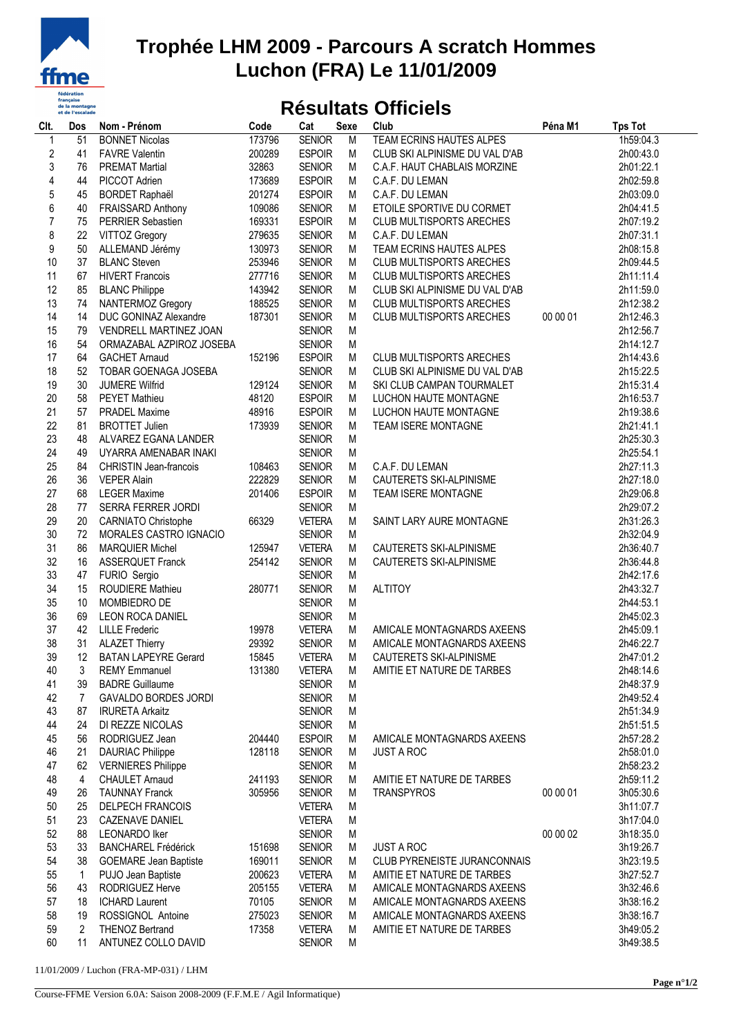# Trophée LHM 2009 - Parcours A scratch Hommes
# Luchon (FRA) Le 11/01/2009

## Résultats Officiels

| Clt. | Dos | Nom - Prénom | Code | Cat | Sexe | Club | Péna M1 | Tps Tot |
|---|---|---|---|---|---|---|---|---|
| 1 | 51 | BONNET Nicolas | 173796 | SENIOR | M | TEAM ECRINS HAUTES ALPES | | 1h59:04.3 |
| 2 | 41 | FAVRE Valentin | 200289 | ESPOIR | M | CLUB SKI ALPINISME DU VAL D'AB | | 2h00:43.0 |
| 3 | 76 | PREMAT Martial | 32863 | SENIOR | M | C.A.F. HAUT CHABLAIS MORZINE | | 2h01:22.1 |
| 4 | 44 | PICCOT Adrien | 173689 | ESPOIR | M | C.A.F. DU LEMAN | | 2h02:59.8 |
| 5 | 45 | BORDET Raphaël | 201274 | ESPOIR | M | C.A.F. DU LEMAN | | 2h03:09.0 |
| 6 | 40 | FRAISSARD Anthony | 109086 | SENIOR | M | ETOILE SPORTIVE DU CORMET | | 2h04:41.5 |
| 7 | 75 | PERRIER Sebastien | 169331 | ESPOIR | M | CLUB MULTISPORTS ARECHES | | 2h07:19.2 |
| 8 | 22 | VITTOZ Gregory | 279635 | SENIOR | M | C.A.F. DU LEMAN | | 2h07:31.1 |
| 9 | 50 | ALLEMAND Jérémy | 130973 | SENIOR | M | TEAM ECRINS HAUTES ALPES | | 2h08:15.8 |
| 10 | 37 | BLANC Steven | 253946 | SENIOR | M | CLUB MULTISPORTS ARECHES | | 2h09:44.5 |
| 11 | 67 | HIVERT Francois | 277716 | SENIOR | M | CLUB MULTISPORTS ARECHES | | 2h11:11.4 |
| 12 | 85 | BLANC Philippe | 143942 | SENIOR | M | CLUB SKI ALPINISME DU VAL D'AB | | 2h11:59.0 |
| 13 | 74 | NANTERMOZ Gregory | 188525 | SENIOR | M | CLUB MULTISPORTS ARECHES | | 2h12:38.2 |
| 14 | 14 | DUC GONINAZ Alexandre | 187301 | SENIOR | M | CLUB MULTISPORTS ARECHES | 00 00 01 | 2h12:46.3 |
| 15 | 79 | VENDRELL MARTINEZ JOAN | | SENIOR | M | | | 2h12:56.7 |
| 16 | 54 | ORMAZABAL AZPIROZ JOSEBA | | SENIOR | M | | | 2h14:12.7 |
| 17 | 64 | GACHET Arnaud | 152196 | ESPOIR | M | CLUB MULTISPORTS ARECHES | | 2h14:43.6 |
| 18 | 52 | TOBAR GOENAGA JOSEBA | | SENIOR | M | CLUB SKI ALPINISME DU VAL D'AB | | 2h15:22.5 |
| 19 | 30 | JUMERE Wilfrid | 129124 | SENIOR | M | SKI CLUB CAMPAN TOURMALET | | 2h15:31.4 |
| 20 | 58 | PEYET Mathieu | 48120 | ESPOIR | M | LUCHON HAUTE MONTAGNE | | 2h16:53.7 |
| 21 | 57 | PRADEL Maxime | 48916 | ESPOIR | M | LUCHON HAUTE MONTAGNE | | 2h19:38.6 |
| 22 | 81 | BROTTET Julien | 173939 | SENIOR | M | TEAM ISERE MONTAGNE | | 2h21:41.1 |
| 23 | 48 | ALVAREZ EGANA LANDER | | SENIOR | M | | | 2h25:30.3 |
| 24 | 49 | UYARRA AMENABAR INAKI | | SENIOR | M | | | 2h25:54.1 |
| 25 | 84 | CHRISTIN Jean-francois | 108463 | SENIOR | M | C.A.F. DU LEMAN | | 2h27:11.3 |
| 26 | 36 | VEPER Alain | 222829 | SENIOR | M | CAUTERETS SKI-ALPINISME | | 2h27:18.0 |
| 27 | 68 | LEGER Maxime | 201406 | ESPOIR | M | TEAM ISERE MONTAGNE | | 2h29:06.8 |
| 28 | 77 | SERRA FERRER JORDI | | SENIOR | M | | | 2h29:07.2 |
| 29 | 20 | CARNIATO Christophe | 66329 | VETERA | M | SAINT LARY AURE MONTAGNE | | 2h31:26.3 |
| 30 | 72 | MORALES CASTRO IGNACIO | | SENIOR | M | | | 2h32:04.9 |
| 31 | 86 | MARQUIER Michel | 125947 | VETERA | M | CAUTERETS SKI-ALPINISME | | 2h36:40.7 |
| 32 | 16 | ASSERQUET Franck | 254142 | SENIOR | M | CAUTERETS SKI-ALPINISME | | 2h36:44.8 |
| 33 | 47 | FURIO Sergio | | SENIOR | M | | | 2h42:17.6 |
| 34 | 15 | ROUDIERE Mathieu | 280771 | SENIOR | M | ALTITOY | | 2h43:32.7 |
| 35 | 10 | MOMBIEDRO DE | | SENIOR | M | | | 2h44:53.1 |
| 36 | 69 | LEON ROCA DANIEL | | SENIOR | M | | | 2h45:02.3 |
| 37 | 42 | LILLE Frederic | 19978 | VETERA | M | AMICALE MONTAGNARDS AXEENS | | 2h45:09.1 |
| 38 | 31 | ALAZET Thierry | 29392 | SENIOR | M | AMICALE MONTAGNARDS AXEENS | | 2h46:22.7 |
| 39 | 12 | BATAN LAPEYRE Gerard | 15845 | VETERA | M | CAUTERETS SKI-ALPINISME | | 2h47:01.2 |
| 40 | 3 | REMY Emmanuel | 131380 | VETERA | M | AMITIE ET NATURE DE TARBES | | 2h48:14.6 |
| 41 | 39 | BADRE Guillaume | | SENIOR | M | | | 2h48:37.9 |
| 42 | 7 | GAVALDO BORDES JORDI | | SENIOR | M | | | 2h49:52.4 |
| 43 | 87 | IRURETA Arkaitz | | SENIOR | M | | | 2h51:34.9 |
| 44 | 24 | DI REZZE NICOLAS | | SENIOR | M | | | 2h51:51.5 |
| 45 | 56 | RODRIGUEZ Jean | 204440 | ESPOIR | M | AMICALE MONTAGNARDS AXEENS | | 2h57:28.2 |
| 46 | 21 | DAURIAC Philippe | 128118 | SENIOR | M | JUST A ROC | | 2h58:01.0 |
| 47 | 62 | VERNIERES Philippe | | SENIOR | M | | | 2h58:23.2 |
| 48 | 4 | CHAULET Arnaud | 241193 | SENIOR | M | AMITIE ET NATURE DE TARBES | | 2h59:11.2 |
| 49 | 26 | TAUNNAY Franck | 305956 | SENIOR | M | TRANSPYROS | 00 00 01 | 3h05:30.6 |
| 50 | 25 | DELPECH FRANCOIS | | VETERA | M | | | 3h11:07.7 |
| 51 | 23 | CAZENAVE DANIEL | | VETERA | M | | | 3h17:04.0 |
| 52 | 88 | LEONARDO Iker | | SENIOR | M | | 00 00 02 | 3h18:35.0 |
| 53 | 33 | BANCHAREL Frédérick | 151698 | SENIOR | M | JUST A ROC | | 3h19:26.7 |
| 54 | 38 | GOEMARE Jean Baptiste | 169011 | SENIOR | M | CLUB PYRENEISTE JURANCONNAIS | | 3h23:19.5 |
| 55 | 1 | PUJO Jean Baptiste | 200623 | VETERA | M | AMITIE ET NATURE DE TARBES | | 3h27:52.7 |
| 56 | 43 | RODRIGUEZ Herve | 205155 | VETERA | M | AMICALE MONTAGNARDS AXEENS | | 3h32:46.6 |
| 57 | 18 | ICHARD Laurent | 70105 | SENIOR | M | AMICALE MONTAGNARDS AXEENS | | 3h38:16.2 |
| 58 | 19 | ROSSIGNOL Antoine | 275023 | SENIOR | M | AMICALE MONTAGNARDS AXEENS | | 3h38:16.7 |
| 59 | 2 | THENOZ Bertrand | 17358 | VETERA | M | AMITIE ET NATURE DE TARBES | | 3h49:05.2 |
| 60 | 11 | ANTUNEZ COLLO DAVID | | SENIOR | M | | | 3h49:38.5 |

11/01/2009 / Luchon (FRA-MP-031) / LHM

Course-FFME Version 6.0A: Saison 2008-2009 (F.F.M.E / Agil Informatique)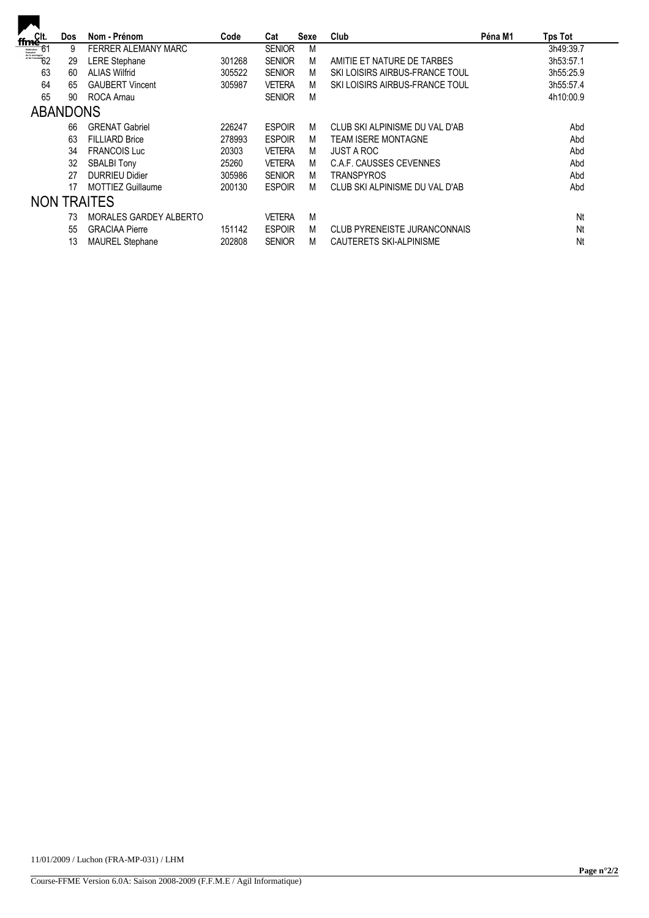| Clt. | Dos | Nom - Prénom | Code | Cat | Sexe | Club | Péna M1 | Tps Tot |
|---|---|---|---|---|---|---|---|---|
| 61 | 9 | FERRER ALEMANY MARC | | SENIOR | M | | | 3h49:39.7 |
| 62 | 29 | LERE Stephane | 301268 | SENIOR | M | AMITIE ET NATURE DE TARBES | | 3h53:57.1 |
| 63 | 60 | ALIAS Wilfrid | 305522 | SENIOR | M | SKI LOISIRS AIRBUS-FRANCE TOUL | | 3h55:25.9 |
| 64 | 65 | GAUBERT Vincent | 305987 | VETERA | M | SKI LOISIRS AIRBUS-FRANCE TOUL | | 3h55:57.4 |
| 65 | 90 | ROCA Arnau | | SENIOR | M | | | 4h10:00.9 |

## ABANDONS

| Clt. | Dos | Nom - Prénom | Code | Cat | Sexe | Club | Péna M1 | Tps Tot |
|---|---|---|---|---|---|---|---|---|
| | 66 | GRENAT Gabriel | 226247 | ESPOIR | M | CLUB SKI ALPINISME DU VAL D'AB | | Abd |
| | 63 | FILLIARD Brice | 278993 | ESPOIR | M | TEAM ISERE MONTAGNE | | Abd |
| | 34 | FRANCOIS Luc | 20303 | VETERA | M | JUST A ROC | | Abd |
| | 32 | SBALBI Tony | 25260 | VETERA | M | C.A.F. CAUSSES CEVENNES | | Abd |
| | 27 | DURRIEU Didier | 305986 | SENIOR | M | TRANSPYROS | | Abd |
| | 17 | MOTTIEZ Guillaume | 200130 | ESPOIR | M | CLUB SKI ALPINISME DU VAL D'AB | | Abd |

## NON TRAITES

| Clt. | Dos | Nom - Prénom | Code | Cat | Sexe | Club | Péna M1 | Tps Tot |
|---|---|---|---|---|---|---|---|---|
| | 73 | MORALES GARDEY ALBERTO | | VETERA | M | | | Nt |
| | 55 | GRACIAA Pierre | 151142 | ESPOIR | M | CLUB PYRENEISTE JURANCONNAIS | | Nt |
| | 13 | MAUREL Stephane | 202808 | SENIOR | M | CAUTERETS SKI-ALPINISME | | Nt |

11/01/2009 / Luchon (FRA-MP-031) / LHM

Course-FFME Version 6.0A: Saison 2008-2009 (F.F.M.E / Agil Informatique)